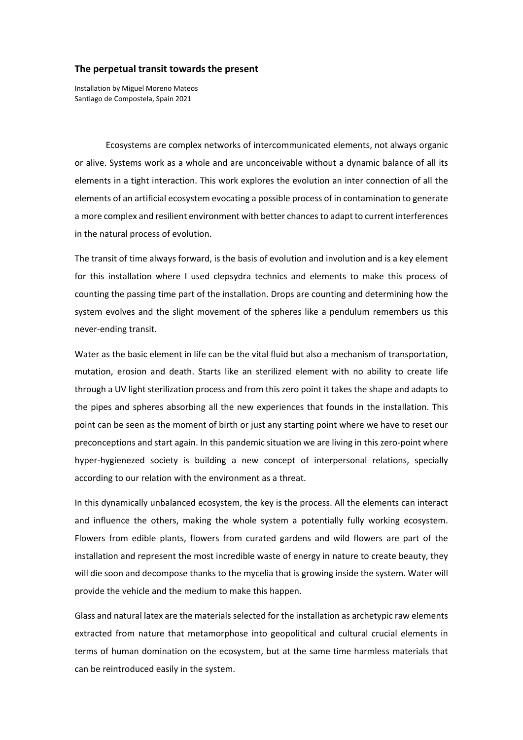## The perpetual transit towards the present

Installation by Miguel Moreno Mateos
Santiago de Compostela, Spain 2021

Ecosystems are complex networks of intercommunicated elements, not always organic or alive. Systems work as a whole and are unconceivable without a dynamic balance of all its elements in a tight interaction. This work explores the evolution an inter connection of all the elements of an artificial ecosystem evocating a possible process of in contamination to generate a more complex and resilient environment with better chances to adapt to current interferences in the natural process of evolution.

The transit of time always forward, is the basis of evolution and involution and is a key element for this installation where I used clepsydra technics and elements to make this process of counting the passing time part of the installation. Drops are counting and determining how the system evolves and the slight movement of the spheres like a pendulum remembers us this never-ending transit.

Water as the basic element in life can be the vital fluid but also a mechanism of transportation, mutation, erosion and death. Starts like an sterilized element with no ability to create life through a UV light sterilization process and from this zero point it takes the shape and adapts to the pipes and spheres absorbing all the new experiences that founds in the installation. This point can be seen as the moment of birth or just any starting point where we have to reset our preconceptions and start again. In this pandemic situation we are living in this zero-point where hyper-hygienezed society is building a new concept of interpersonal relations, specially according to our relation with the environment as a threat.

In this dynamically unbalanced ecosystem, the key is the process. All the elements can interact and influence the others, making the whole system a potentially fully working ecosystem. Flowers from edible plants, flowers from curated gardens and wild flowers are part of the installation and represent the most incredible waste of energy in nature to create beauty, they will die soon and decompose thanks to the mycelia that is growing inside the system. Water will provide the vehicle and the medium to make this happen.

Glass and natural latex are the materials selected for the installation as archetypic raw elements extracted from nature that metamorphose into geopolitical and cultural crucial elements in terms of human domination on the ecosystem, but at the same time harmless materials that can be reintroduced easily in the system.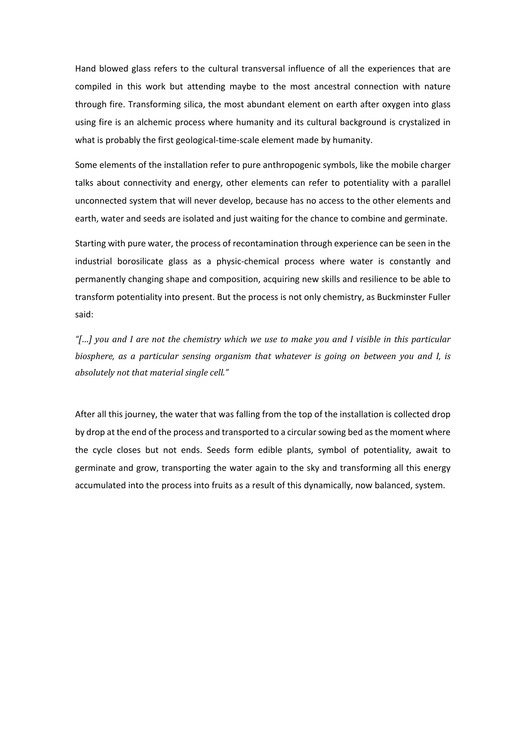Hand blowed glass refers to the cultural transversal influence of all the experiences that are compiled in this work but attending maybe to the most ancestral connection with nature through fire. Transforming silica, the most abundant element on earth after oxygen into glass using fire is an alchemic process where humanity and its cultural background is crystalized in what is probably the first geological-time-scale element made by humanity.

Some elements of the installation refer to pure anthropogenic symbols, like the mobile charger talks about connectivity and energy, other elements can refer to potentiality with a parallel unconnected system that will never develop, because has no access to the other elements and earth, water and seeds are isolated and just waiting for the chance to combine and germinate.

Starting with pure water, the process of recontamination through experience can be seen in the industrial borosilicate glass as a physic-chemical process where water is constantly and permanently changing shape and composition, acquiring new skills and resilience to be able to transform potentiality into present. But the process is not only chemistry, as Buckminster Fuller said:

*"[…] you and I are not the chemistry which we use to make you and I visible in this particular biosphere, as a particular sensing organism that whatever is going on between you and I, is absolutely not that material single cell."*

After all this journey, the water that was falling from the top of the installation is collected drop by drop at the end of the process and transported to a circular sowing bed as the moment where the cycle closes but not ends. Seeds form edible plants, symbol of potentiality, await to germinate and grow, transporting the water again to the sky and transforming all this energy accumulated into the process into fruits as a result of this dynamically, now balanced, system.